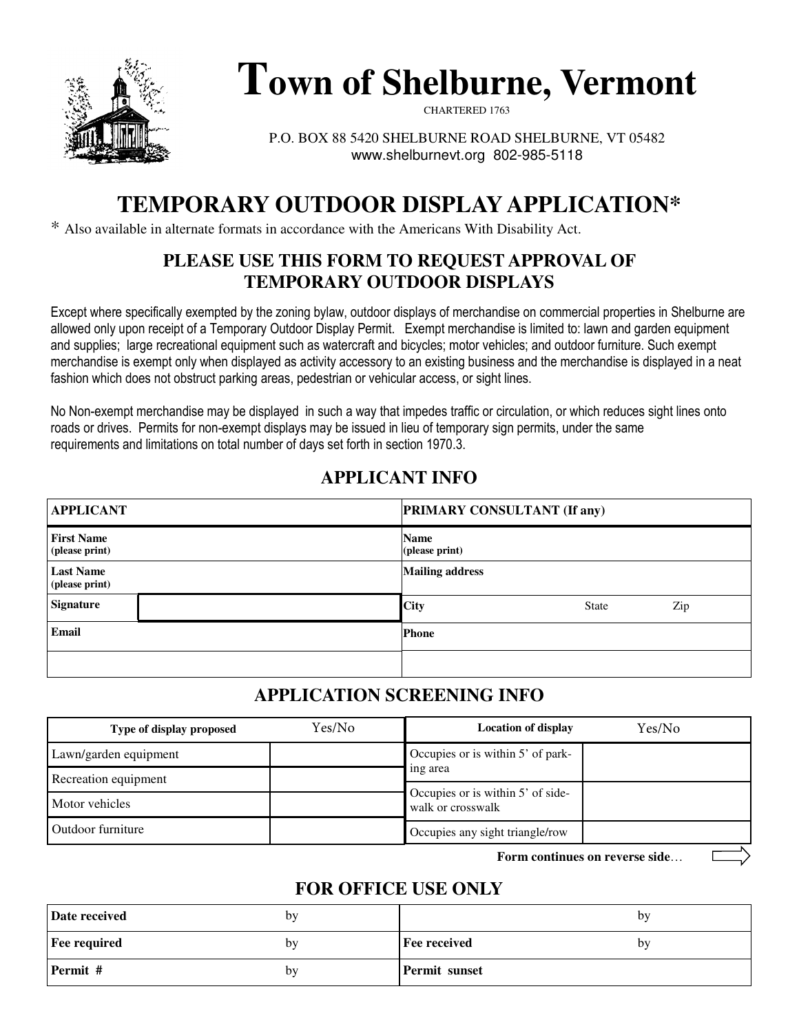# Town of Shelburne, Vermont

CHARTERED 1763

P.O. BOX 88 5420 SHELBURNE ROAD SHELBURNE, VT 05482
www.shelburnevt.org 802-985-5118

## TEMPORARY OUTDOOR DISPLAY APPLICATION*

* Also available in alternate formats in accordance with the Americans With Disability Act.

### PLEASE USE THIS FORM TO REQUEST APPROVAL OF TEMPORARY OUTDOOR DISPLAYS

Except where specifically exempted by the zoning bylaw, outdoor displays of merchandise on commercial properties in Shelburne are allowed only upon receipt of a Temporary Outdoor Display Permit. Exempt merchandise is limited to: lawn and garden equipment and supplies; large recreational equipment such as watercraft and bicycles; motor vehicles; and outdoor furniture. Such exempt merchandise is exempt only when displayed as activity accessory to an existing business and the merchandise is displayed in a neat fashion which does not obstruct parking areas, pedestrian or vehicular access, or sight lines.

No Non-exempt merchandise may be displayed in such a way that impedes traffic or circulation, or which reduces sight lines onto roads or drives. Permits for non-exempt displays may be issued in lieu of temporary sign permits, under the same requirements and limitations on total number of days set forth in section 1970.3.

### APPLICANT INFO

| APPLICANT | | PRIMARY CONSULTANT (If any) | | |
|---|---|---|---|---|
| First Name (please print) | | Name (please print) | | |
| Last Name (please print) | | Mailing address | | |
| Signature | | City | State | Zip |
| Email | | Phone | | |
| | | | | |

### APPLICATION SCREENING INFO

| Type of display proposed | Yes/No | Location of display | Yes/No |
|---|---|---|---|
| Lawn/garden equipment | | Occupies or is within 5' of parking area | |
| Recreation equipment | | | |
| Motor vehicles | | Occupies or is within 5' of sidewalk or crosswalk | |
| Outdoor furniture | | Occupies any sight triangle/row | |

**Form continues on reverse side**…

### FOR OFFICE USE ONLY

| Date received | by | | by |
|---|---|---|---|
| Fee required | by | Fee received | by |
| Permit # | by | Permit sunset | |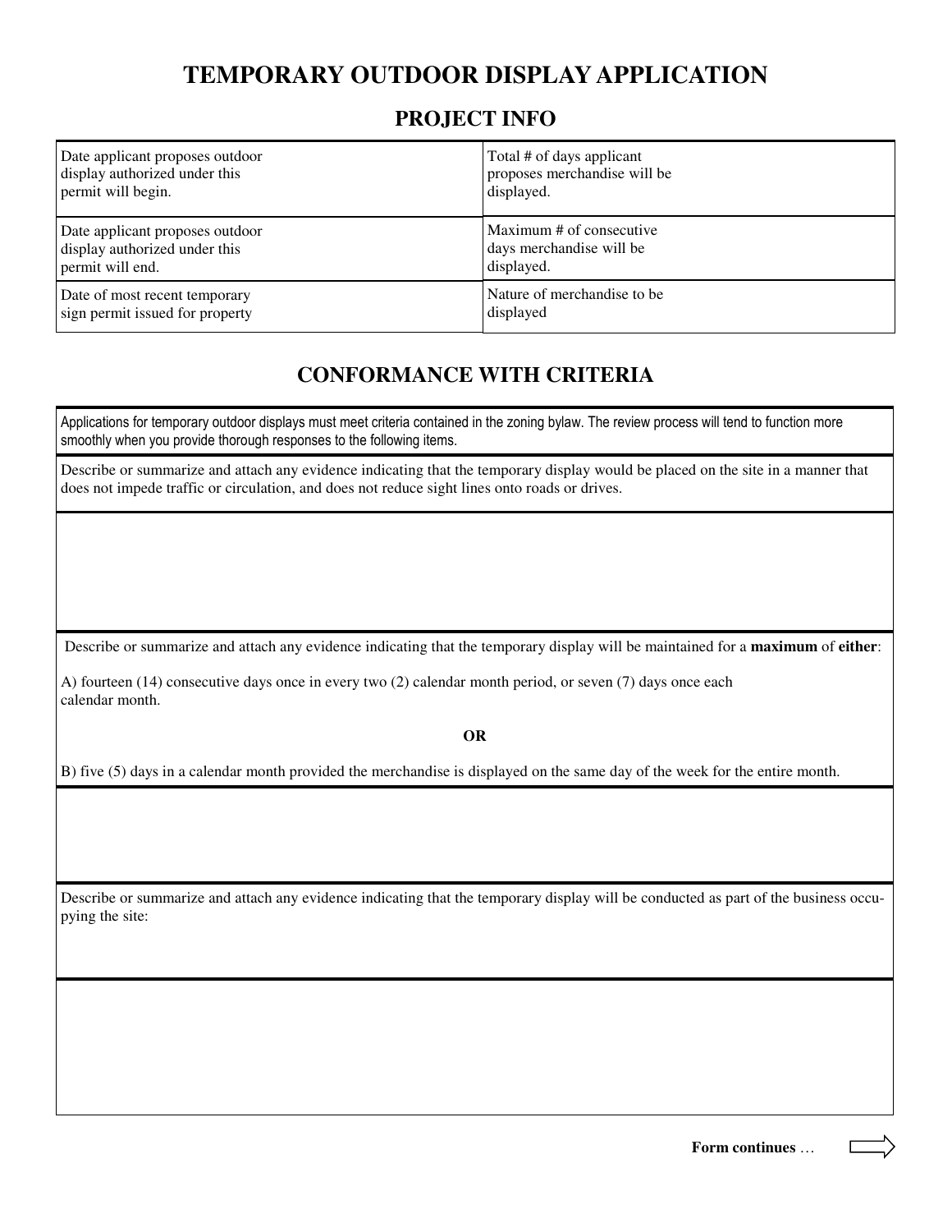# TEMPORARY OUTDOOR DISPLAY APPLICATION

## PROJECT INFO

| | |
|---|---|
| Date applicant proposes outdoor display authorized under this permit will begin. | Total # of days applicant proposes merchandise will be displayed. |
| Date applicant proposes outdoor display authorized under this permit will end. | Maximum # of consecutive days merchandise will be displayed. |
| Date of most recent temporary sign permit issued for property | Nature of merchandise to be displayed |

## CONFORMANCE WITH CRITERIA

Applications for temporary outdoor displays must meet criteria contained in the zoning bylaw. The review process will tend to function more smoothly when you provide thorough responses to the following items.

Describe or summarize and attach any evidence indicating that the temporary display would be placed on the site in a manner that does not impede traffic or circulation, and does not reduce sight lines onto roads or drives.

Describe or summarize and attach any evidence indicating that the temporary display will be maintained for a **maximum** of **either**:

A) fourteen (14) consecutive days once in every two (2) calendar month period, or seven (7) days once each calendar month.

**OR**

B) five (5) days in a calendar month provided the merchandise is displayed on the same day of the week for the entire month.

Describe or summarize and attach any evidence indicating that the temporary display will be conducted as part of the business occupying the site:

**Form continues** …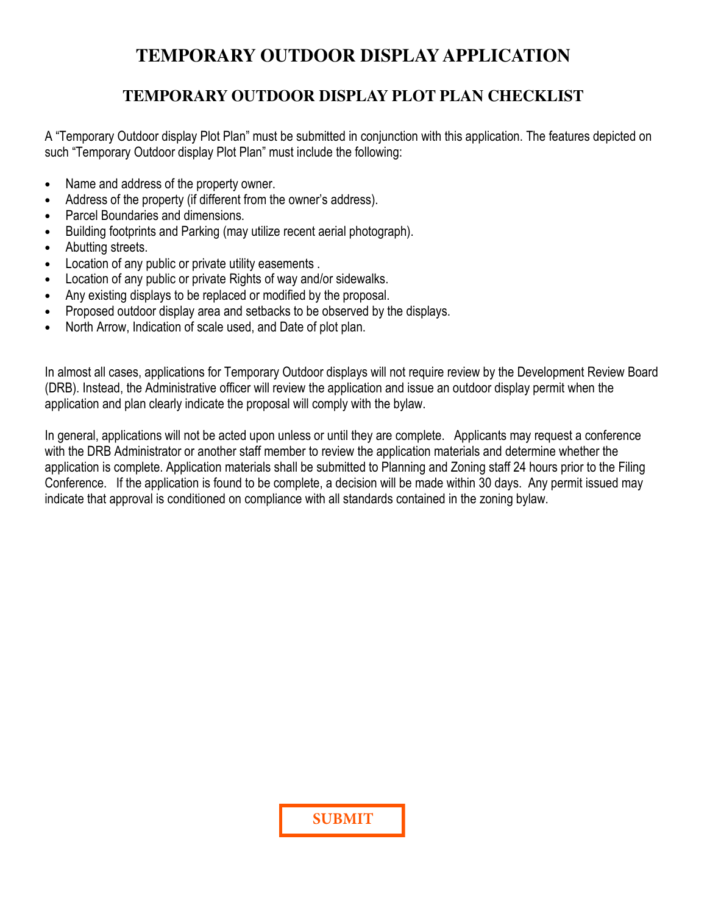# TEMPORARY OUTDOOR DISPLAY APPLICATION

## TEMPORARY OUTDOOR DISPLAY PLOT PLAN CHECKLIST

A "Temporary Outdoor display Plot Plan" must be submitted in conjunction with this application. The features depicted on such "Temporary Outdoor display Plot Plan" must include the following:

- Name and address of the property owner.
- Address of the property (if different from the owner's address).
- Parcel Boundaries and dimensions.
- Building footprints and Parking (may utilize recent aerial photograph).
- Abutting streets.
- Location of any public or private utility easements .
- Location of any public or private Rights of way and/or sidewalks.
- Any existing displays to be replaced or modified by the proposal.
- Proposed outdoor display area and setbacks to be observed by the displays.
- North Arrow, Indication of scale used, and Date of plot plan.

In almost all cases, applications for Temporary Outdoor displays will not require review by the Development Review Board (DRB). Instead, the Administrative officer will review the application and issue an outdoor display permit when the application and plan clearly indicate the proposal will comply with the bylaw.

In general, applications will not be acted upon unless or until they are complete. Applicants may request a conference with the DRB Administrator or another staff member to review the application materials and determine whether the application is complete. Application materials shall be submitted to Planning and Zoning staff 24 hours prior to the Filing Conference. If the application is found to be complete, a decision will be made within 30 days. Any permit issued may indicate that approval is conditioned on compliance with all standards contained in the zoning bylaw.

SUBMIT